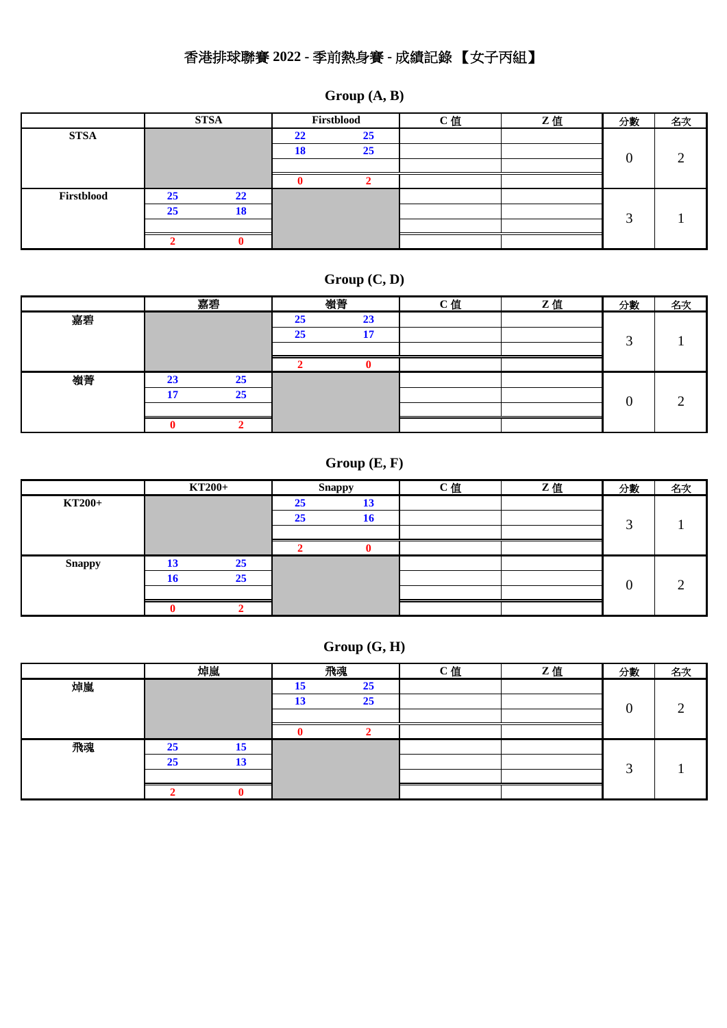# 香港排球聯賽 2022 - 季前熱身賽 - 成績記錄 【女子丙組】

## Group (A, B)

| | STSA | | Firstblood | | C 值 | Z 值 | 分數 | 名次 |
|---|---|---|---|---|---|---|---|---|
| STSA | | | 22 | 25 | | | 0 | 2 |
| | | | 18 | 25 | | | | |
| | | | | | | | | |
| | | | 0 | 2 | | | | |
| Firstblood | 25 | 22 | | | | | 3 | 1 |
| | 25 | 18 | | | | | | |
| | | | | | | | | |
| | 2 | 0 | | | | | | |

## Group (C, D)

| | 嘉碧 | | 嶺菁 | | C 值 | Z 值 | 分數 | 名次 |
|---|---|---|---|---|---|---|---|---|
| 嘉碧 | | | 25 | 23 | | | 3 | 1 |
| | | | 25 | 17 | | | | |
| | | | | | | | | |
| | | | 2 | 0 | | | | |
| 嶺菁 | 23 | 25 | | | | | 0 | 2 |
| | 17 | 25 | | | | | | |
| | | | | | | | | |
| | 0 | 2 | | | | | | |

## Group (E, F)

| | KT200+ | | Snappy | | C 值 | Z 值 | 分數 | 名次 |
|---|---|---|---|---|---|---|---|---|
| KT200+ | | | 25 | 13 | | | 3 | 1 |
| | | | 25 | 16 | | | | |
| | | | | | | | | |
| | | | 2 | 0 | | | | |
| Snappy | 13 | 25 | | | | | 0 | 2 |
| | 16 | 25 | | | | | | |
| | | | | | | | | |
| | 0 | 2 | | | | | | |

## Group (G, H)

| | 焯嵐 | | 飛魂 | | C 值 | Z 值 | 分數 | 名次 |
|---|---|---|---|---|---|---|---|---|
| 焯嵐 | | | 15 | 25 | | | 0 | 2 |
| | | | 13 | 25 | | | | |
| | | | | | | | | |
| | | | 0 | 2 | | | | |
| 飛魂 | 25 | 15 | | | | | 3 | 1 |
| | 25 | 13 | | | | | | |
| | | | | | | | | |
| | 2 | 0 | | | | | | |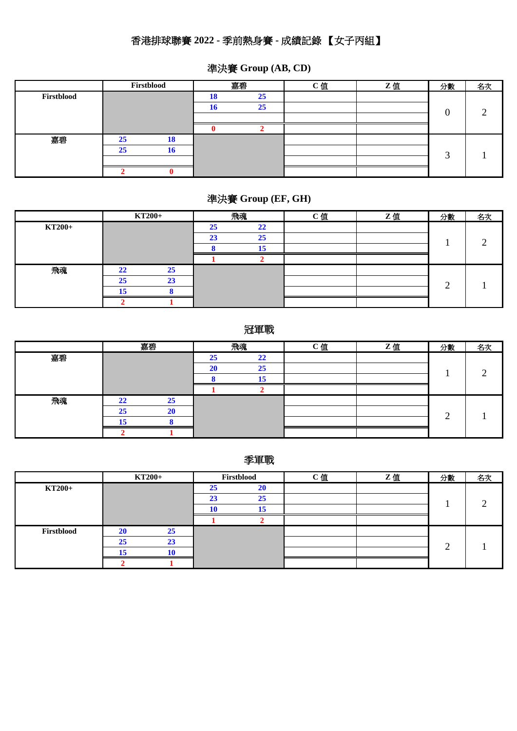# 香港排球聯賽 2022 - 季前熱身賽 - 成績記錄 【女子丙組】

## 準決賽 Group (AB, CD)

| | Firstblood | | 嘉碧 | | C 值 | Z 值 | 分數 | 名次 |
|---|---|---|---|---|---|---|---|---|
| Firstblood | | | 18 | 25 | | | 0 | 2 |
| | | | 16 | 25 | | | | |
| | | | | | | | | |
| | | | 0 | 2 | | | | |
| 嘉碧 | 25 | 18 | | | | | 3 | 1 |
| | 25 | 16 | | | | | | |
| | | | | | | | | |
| | 2 | 0 | | | | | | |

## 準決賽 Group (EF, GH)

| | KT200+ | | 飛魂 | | C 值 | Z 值 | 分數 | 名次 |
|---|---|---|---|---|---|---|---|---|
| KT200+ | | | 25 | 22 | | | 1 | 2 |
| | | | 23 | 25 | | | | |
| | | | 8 | 15 | | | | |
| | | | 1 | 2 | | | | |
| 飛魂 | 22 | 25 | | | | | 2 | 1 |
| | 25 | 23 | | | | | | |
| | 15 | 8 | | | | | | |
| | 2 | 1 | | | | | | |

## 冠軍戰

| | 嘉碧 | | 飛魂 | | C 值 | Z 值 | 分數 | 名次 |
|---|---|---|---|---|---|---|---|---|
| 嘉碧 | | | 25 | 22 | | | 1 | 2 |
| | | | 20 | 25 | | | | |
| | | | 8 | 15 | | | | |
| | | | 1 | 2 | | | | |
| 飛魂 | 22 | 25 | | | | | 2 | 1 |
| | 25 | 20 | | | | | | |
| | 15 | 8 | | | | | | |
| | 2 | 1 | | | | | | |

## 季軍戰

| | KT200+ | | Firstblood | | C 值 | Z 值 | 分數 | 名次 |
|---|---|---|---|---|---|---|---|---|
| KT200+ | | | 25 | 20 | | | 1 | 2 |
| | | | 23 | 25 | | | | |
| | | | 10 | 15 | | | | |
| | | | 1 | 2 | | | | |
| Firstblood | 20 | 25 | | | | | 2 | 1 |
| | 25 | 23 | | | | | | |
| | 15 | 10 | | | | | | |
| | 2 | 1 | | | | | | |